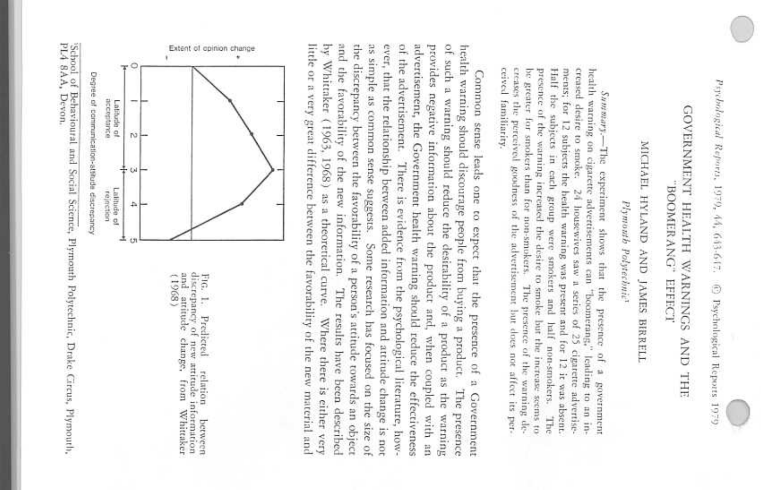# GOVERNMENT HEALTH WARNINGS AND THE "BOOMERANG" EFFECT

MICHAEL HYLAND AND JAMES BIRRELL

*Plymouth Polytechnic*[1]

*Summary*.—The experiment shows that the presence of a government health warning on cigarette advertisements can "boomerang," leading to an increased desire to smoke. 24 housewives saw a series of 25 cigarette advertisements; for 12 subjects the health warning was present and for 12 it was absent. Half the subjects in each group were smokers and half non-smokers. The presence of the warning increased the desire to smoke but the increase seems to be greater for smokers than for non-smokers. The presence of the warning decreases the perceived goodness of the advertisement but does not affect its perceived familiarity.

Common sense leads one to expect that the presence of a Government health warning should discourage people from buying a product. The presence of such a warning should reduce the desirability of a product as the warning provides negative information about the product and, when coupled with an advertisement, the Government health warning should reduce the effectiveness of the advertisement. There is evidence from the psychological literature, however, that the relationship between added information and attitude change is not as simple as common sense suggests. Some research has focused on the size of the discrepancy between the favorability of a person's attitude towards an object and the favorability of the new information. The results have been described by Whittaker (1963, 1968) as a theoretical curve. Where there is either very little or a very great difference between the favorability of the new material and

Fig. 1. Predicted relation between discrepancy of new attitude information and attitude change, from Whittaker (1968)

[1] School of Behavioural and Social Science, Plymouth Polytechnic, Drake Circus, Plymouth, PL4 8AA, Devon.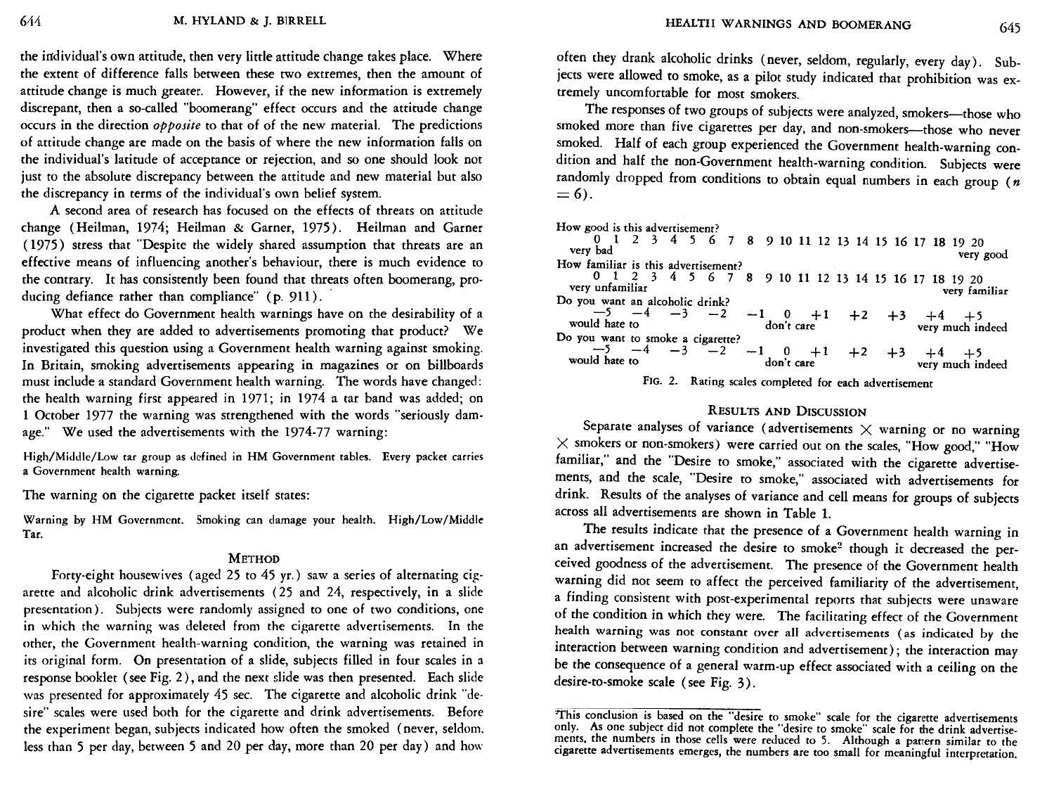the individual's own attitude, then very little attitude change takes place. Where the extent of difference falls between these two extremes, then the amount of attitude change is much greater. However, if the new information is extremely discrepant, then a so-called "boomerang" effect occurs and the attitude change occurs in the direction *opposite* to that of of the new material. The predictions of attitude change are made on the basis of where the new information falls on the individual's latitude of acceptance or rejection, and so one should look not just to the absolute discrepancy between the attitude and new material but also the discrepancy in terms of the individual's own belief system.

A second area of research has focused on the effects of threats on attitude change (Heilman, 1974; Heilman & Garner, 1975). Heilman and Garner (1975) stress that "Despite the widely shared assumption that threats are an effective means of influencing another's behaviour, there is much evidence to the contrary. It has consistently been found that threats often boomerang, producing defiance rather than compliance" (p. 911).

What effect do Government health warnings have on the desirability of a product when they are added to advertisements promoting that product? We investigated this question using a Government health warning against smoking. In Britain, smoking advertisements appearing in magazines or on billboards must include a standard Government health warning. The words have changed: the health warning first appeared in 1971; in 1974 a tar band was added; on 1 October 1977 the warning was strengthened with the words "seriously damage." We used the advertisements with the 1974-77 warning:

High/Middle/Low tar group as defined in HM Government tables. Every packet carries a Government health warning.

The warning on the cigarette packet itself states:

Warning by HM Government. Smoking can damage your health. High/Low/Middle Tar.

## METHOD

Forty-eight housewives (aged 25 to 45 yr.) saw a series of alternating cigarette and alcoholic drink advertisements (25 and 24, respectively, in a slide presentation). Subjects were randomly assigned to one of two conditions, one in which the warning was deleted from the cigarette advertisements. In the other, the Government health-warning condition, the warning was retained in its original form. On presentation of a slide, subjects filled in four scales in a response booklet (see Fig. 2), and the next slide was then presented. Each slide was presented for approximately 45 sec. The cigarette and alcoholic drink "desire" scales were used both for the cigarette and drink advertisements. Before the experiment began, subjects indicated how often the smoked (never, seldom, less than 5 per day, between 5 and 20 per day, more than 20 per day) and how often they drank alcoholic drinks (never, seldom, regularly, every day). Subjects were allowed to smoke, as a pilot study indicated that prohibition was extremely uncomfortable for most smokers.

The responses of two groups of subjects were analyzed, smokers—those who smoked more than five cigarettes per day, and non-smokers—those who never smoked. Half of each group experienced the Government health-warning condition and half the non-Government health-warning condition. Subjects were randomly dropped from conditions to obtain equal numbers in each group ($n = 6$).

How good is this advertisement?
0 1 2 3 4 5 6 7 8 9 10 11 12 13 14 15 16 17 18 19 20
very bad — very good

How familiar is this advertisement?
0 1 2 3 4 5 6 7 8 9 10 11 12 13 14 15 16 17 18 19 20
very unfamiliar — very familiar

Do you want an alcoholic drink?
−5 −4 −3 −2 −1 0 +1 +2 +3 +4 +5
would hate to — don't care — very much indeed

Do you want to smoke a cigarette?
−5 −4 −3 −2 −1 0 +1 +2 +3 +4 +5
would hate to — don't care — very much indeed

FIG. 2. Rating scales completed for each advertisement

## RESULTS AND DISCUSSION

Separate analyses of variance (advertisements × warning or no warning × smokers or non-smokers) were carried out on the scales, "How good," "How familiar," and the "Desire to smoke," associated with the cigarette advertisements, and the scale, "Desire to smoke," associated with advertisements for drink. Results of the analyses of variance and cell means for groups of subjects across all advertisements are shown in Table 1.

The results indicate that the presence of a Government health warning in an advertisement increased the desire to smoke[2] though it decreased the perceived goodness of the advertisement. The presence of the Government health warning did not seem to affect the perceived familiarity of the advertisement, a finding consistent with post-experimental reports that subjects were unaware of the condition in which they were. The facilitating effect of the Government health warning was not constant over all advertisements (as indicated by the interaction between warning condition and advertisement); the interaction may be the consequence of a general warm-up effect associated with a ceiling on the desire-to-smoke scale (see Fig. 3).

[2]This conclusion is based on the "desire to smoke" scale for the cigarette advertisements only. As one subject did not complete the "desire to smoke" scale for the drink advertisements, the numbers in those cells were reduced to 5. Although a pattern similar to the cigarette advertisements emerges, the numbers are too small for meaningful interpretation.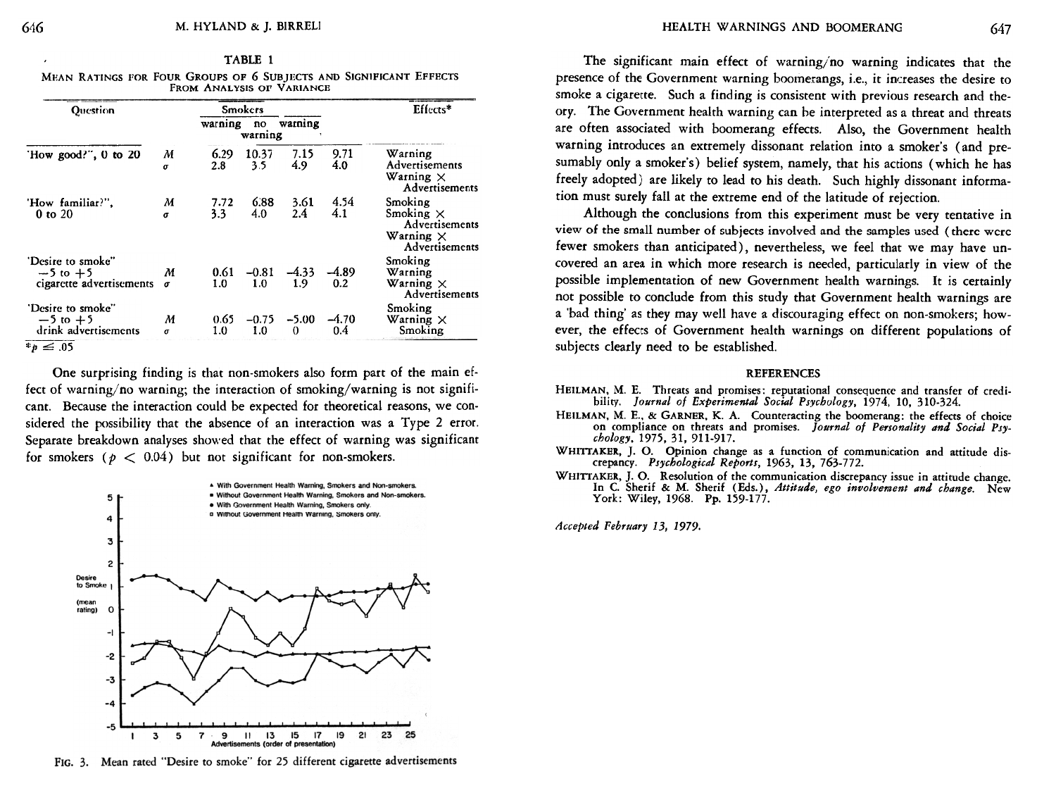**TABLE 1**

MEAN RATINGS FOR FOUR GROUPS OF 6 SUBJECTS AND SIGNIFICANT EFFECTS FROM ANALYSIS OF VARIANCE

| Question | | Smokers | | | | Effects* |
|---|---|---|---|---|---|---|
| | | warning | no warning | warning | | |
| "How good?", 0 to 20 | $M$ | 6.29 | 10.37 | 7.15 | 9.71 | Warning; Advertisements; Warning × Advertisements |
| | $\sigma$ | 2.8 | 3.5 | 4.9 | 4.0 | |
| "How familiar?", 0 to 20 | $M$ | 7.72 | 6.88 | 3.61 | 4.54 | Smoking; Smoking × Advertisements; Warning × Advertisements |
| | $\sigma$ | 3.3 | 4.0 | 2.4 | 4.1 | |
| "Desire to smoke" −5 to +5 cigarette advertisements | $M$ | 0.61 | −0.81 | −4.33 | −4.89 | Smoking; Warning; Warning × Advertisements |
| | $\sigma$ | 1.0 | 1.0 | 1.9 | 0.2 | |
| "Desire to smoke" −5 to +5 drink advertisements | $M$ | 0.65 | −0.75 | −5.00 | −4.70 | Smoking; Warning × Smoking |
| | $\sigma$ | 1.0 | 1.0 | 0 | 0.4 | |

*$p \leq .05$

One surprising finding is that non-smokers also form part of the main effect of warning/no warning; the interaction of smoking/warning is not significant. Because the interaction could be expected for theoretical reasons, we considered the possibility that the absence of an interaction was a Type 2 error. Separate breakdown analyses showed that the effect of warning was significant for smokers ($p < 0.04$) but not significant for non-smokers.

▲ With Government Health Warning, Smokers and Non-smokers.
■ Without Government Health Warning, Smokers and Non-smokers.
● With Government Health Warning, Smokers only.
□ Without Government Health Warning, Smokers only.

Desire to Smoke (mean rating)

5
4
3
2
1
0
-1
-2
-3
-4
-5

1 3 5 7 9 11 13 15 17 19 21 23 25

Advertisements (order of presentation)

FIG. 3. Mean rated "Desire to smoke" for 25 different cigarette advertisements

The significant main effect of warning/no warning indicates that the presence of the Government warning boomerangs, i.e., it increases the desire to smoke a cigarette. Such a finding is consistent with previous research and theory. The Government health warning can be interpreted as a threat and threats are often associated with boomerang effects. Also, the Government health warning introduces an extremely dissonant relation into a smoker's (and presumably only a smoker's) belief system, namely, that his actions (which he has freely adopted) are likely to lead to his death. Such highly dissonant information must surely fall at the extreme end of the latitude of rejection.

Although the conclusions from this experiment must be very tentative in view of the small number of subjects involved and the samples used (there were fewer smokers than anticipated), nevertheless, we feel that we may have uncovered an area in which more research is needed, particularly in view of the possible implementation of new Government health warnings. It is certainly not possible to conclude from this study that Government health warnings are a 'bad thing' as they may well have a discouraging effect on non-smokers; however, the effects of Government health warnings on different populations of subjects clearly need to be established.

## REFERENCES

HEILMAN, M. E. Threats and promises: reputational consequence and transfer of credibility. *Journal of Experimental Social Psychology*, 1974, 10, 310-324.

HEILMAN, M. E., & GARNER, K. A. Counteracting the boomerang: the effects of choice on compliance on threats and promises. *Journal of Personality and Social Psychology*, 1975, 31, 911-917.

WHITTAKER, J. O. Opinion change as a function of communication and attitude discrepancy. *Psychological Reports*, 1963, 13, 763-772.

WHITTAKER, J. O. Resolution of the communication discrepancy issue in attitude change. In C. Sherif & M. Sherif (Eds.), *Attitude, ego involvement and change*. New York: Wiley, 1968. Pp. 159-177.

*Accepted February 13, 1979.*